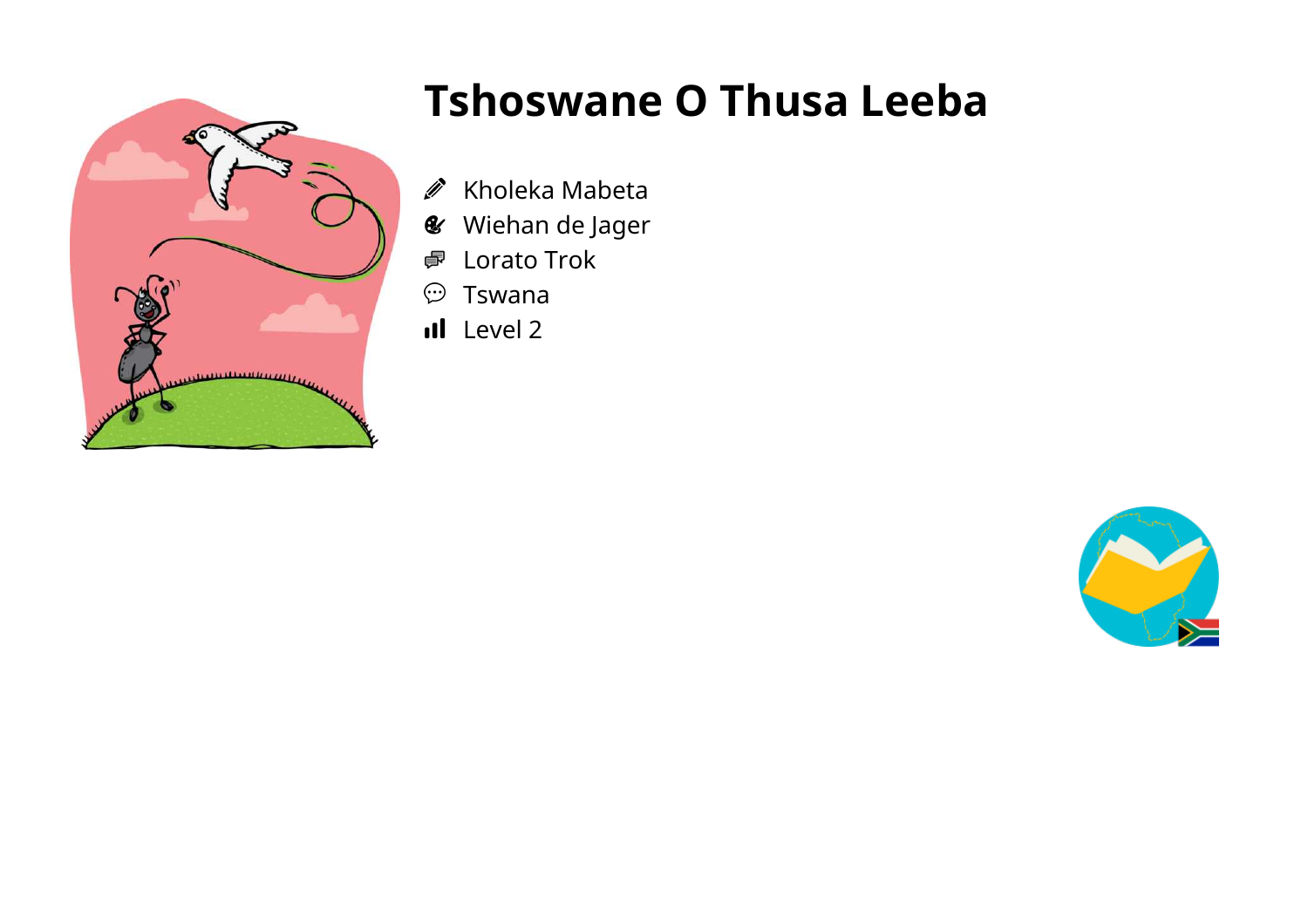# Tshoswane O Thusa Leeba

- Kholeka Mabeta
- Wiehan de Jager
- Lorato Trok
- Tswana
- Level 2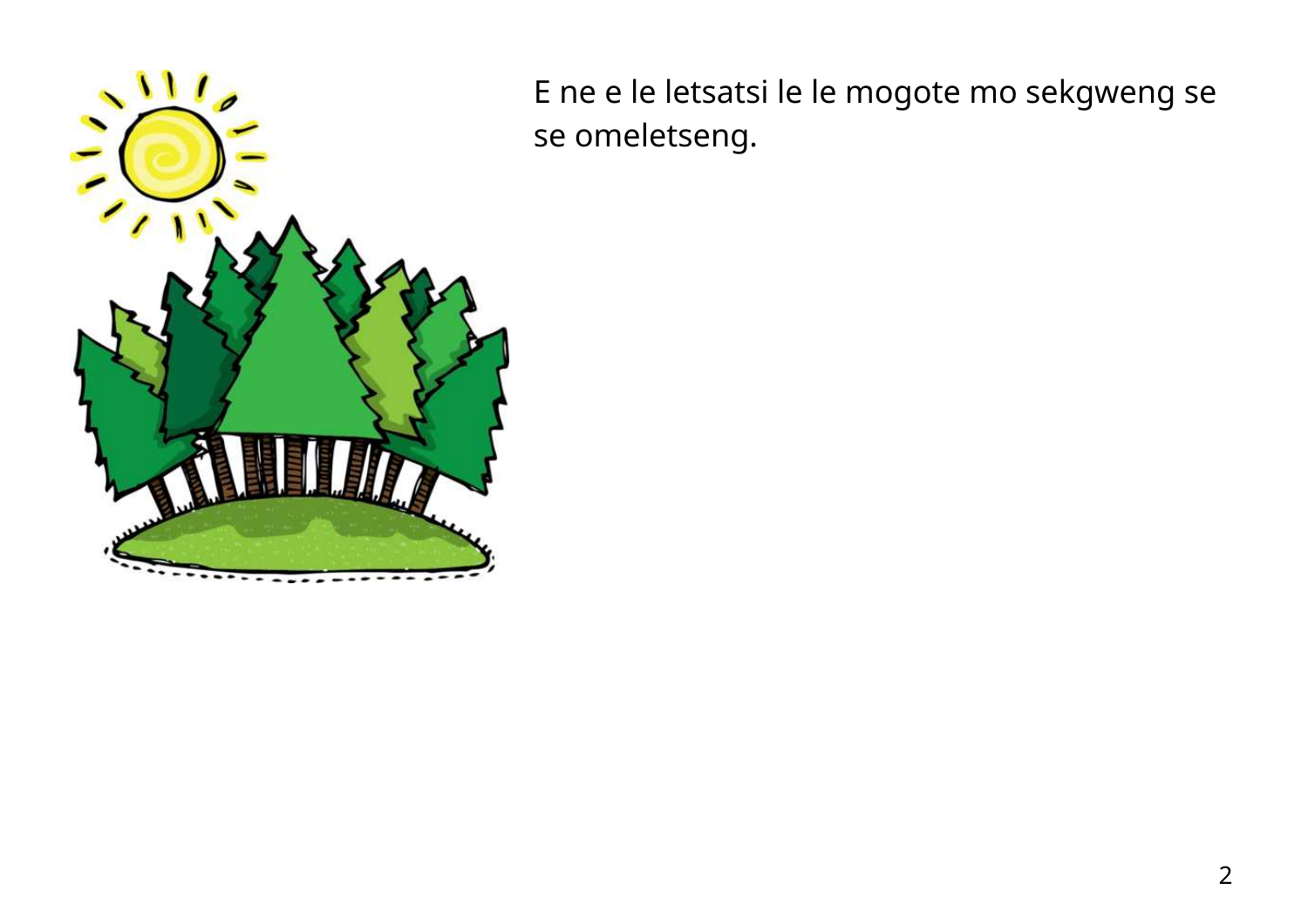E ne e le letsatsi le le mogote mo sekgweng se se omeletseng.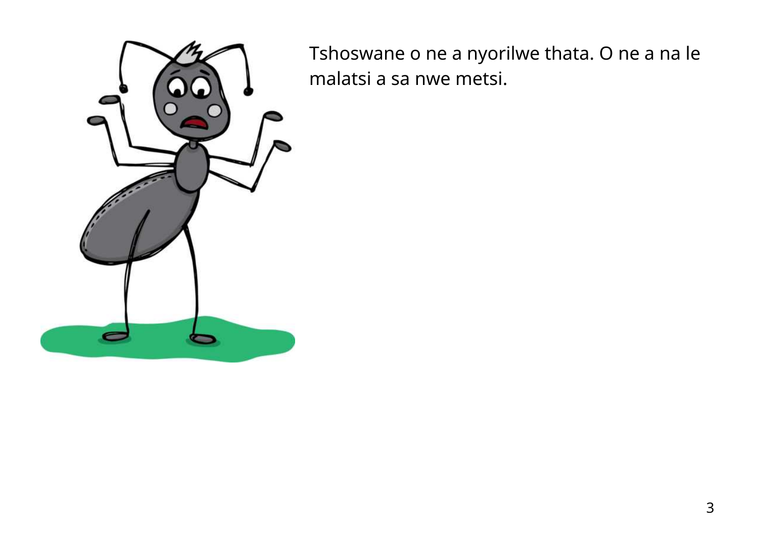Tshoswane o ne a nyorilwe thata. O ne a na le malatsi a sa nwe metsi.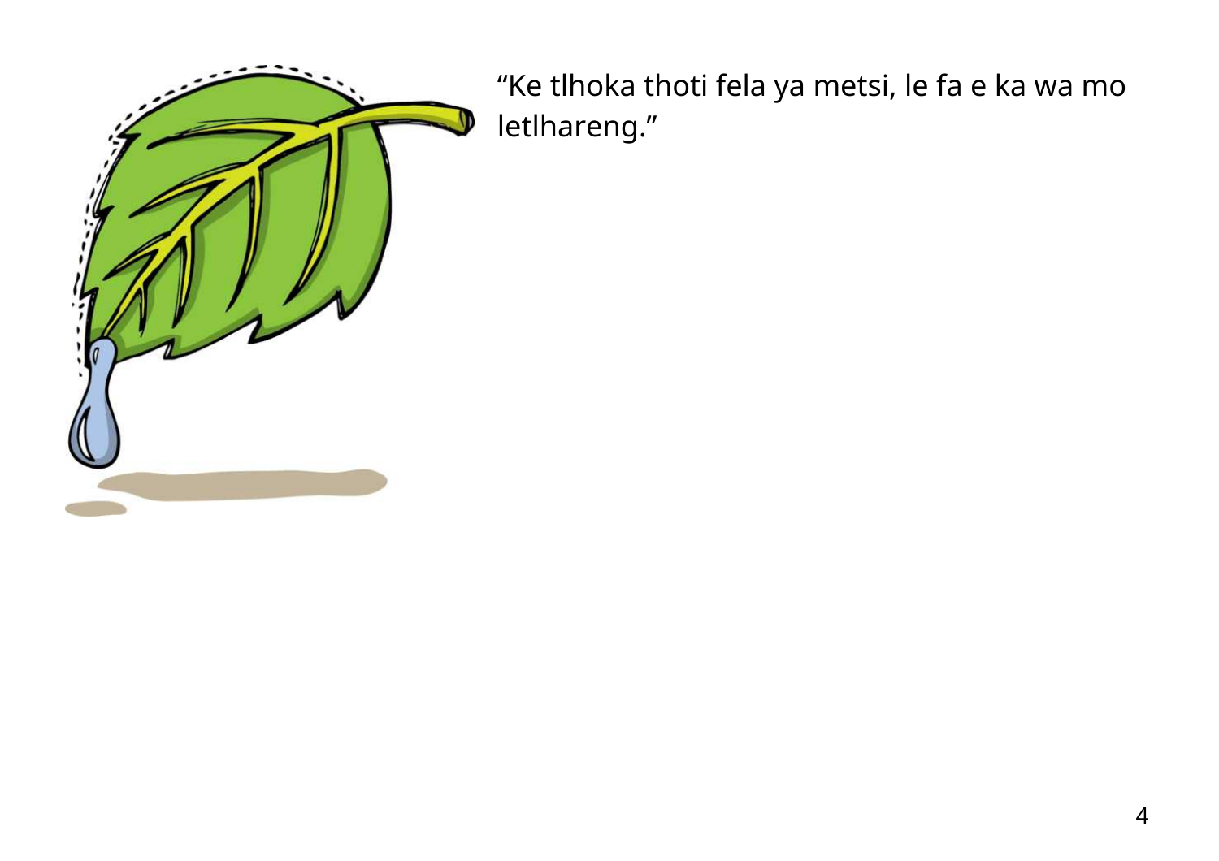“Ke tlhoka thoti fela ya metsi, le fa e ka wa mo letlhareng.”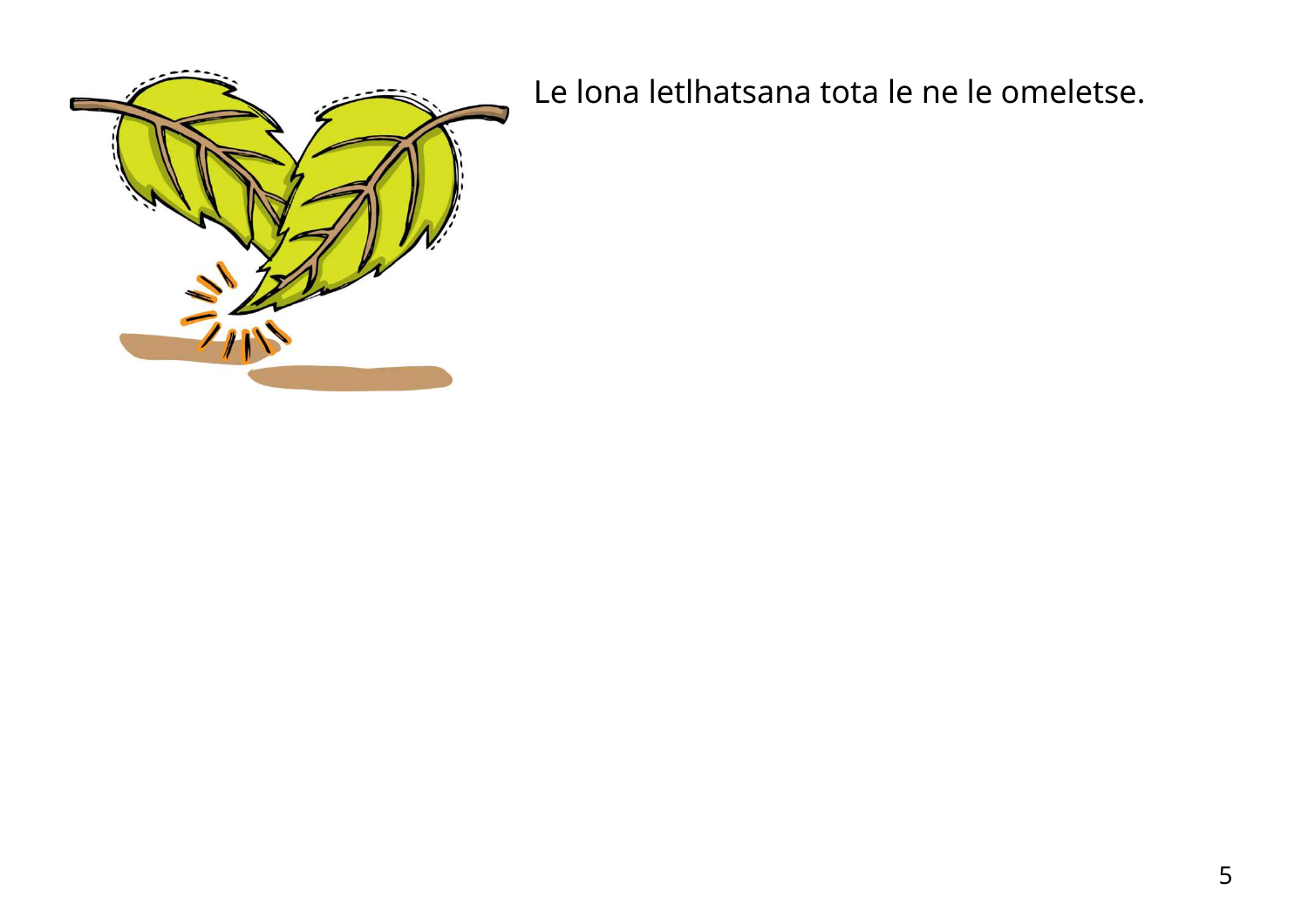Le lona letlhatsana tota le ne le omeletse.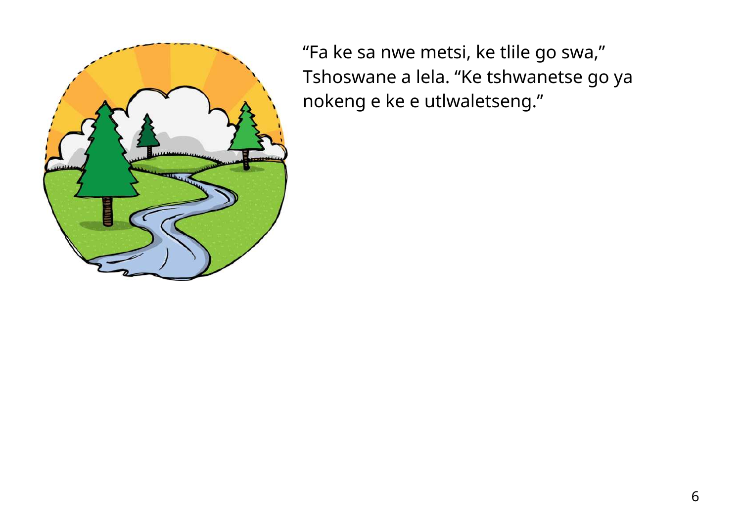"Fa ke sa nwe metsi, ke tlile go swa," Tshoswane a lela. "Ke tshwanetse go ya nokeng e ke e utlwaletseng."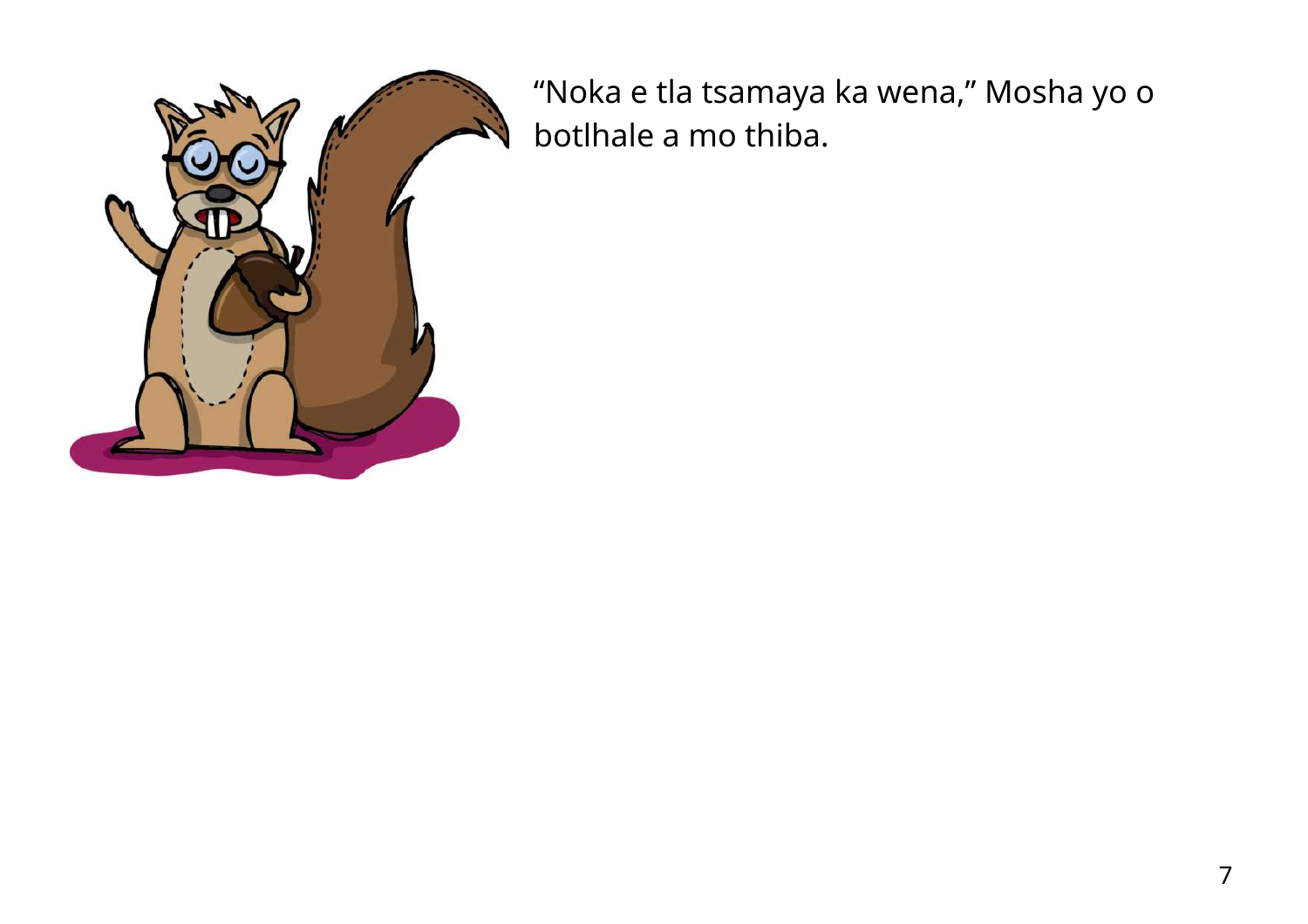“Noka e tla tsamaya ka wena,” Mosha yo o botlhale a mo thiba.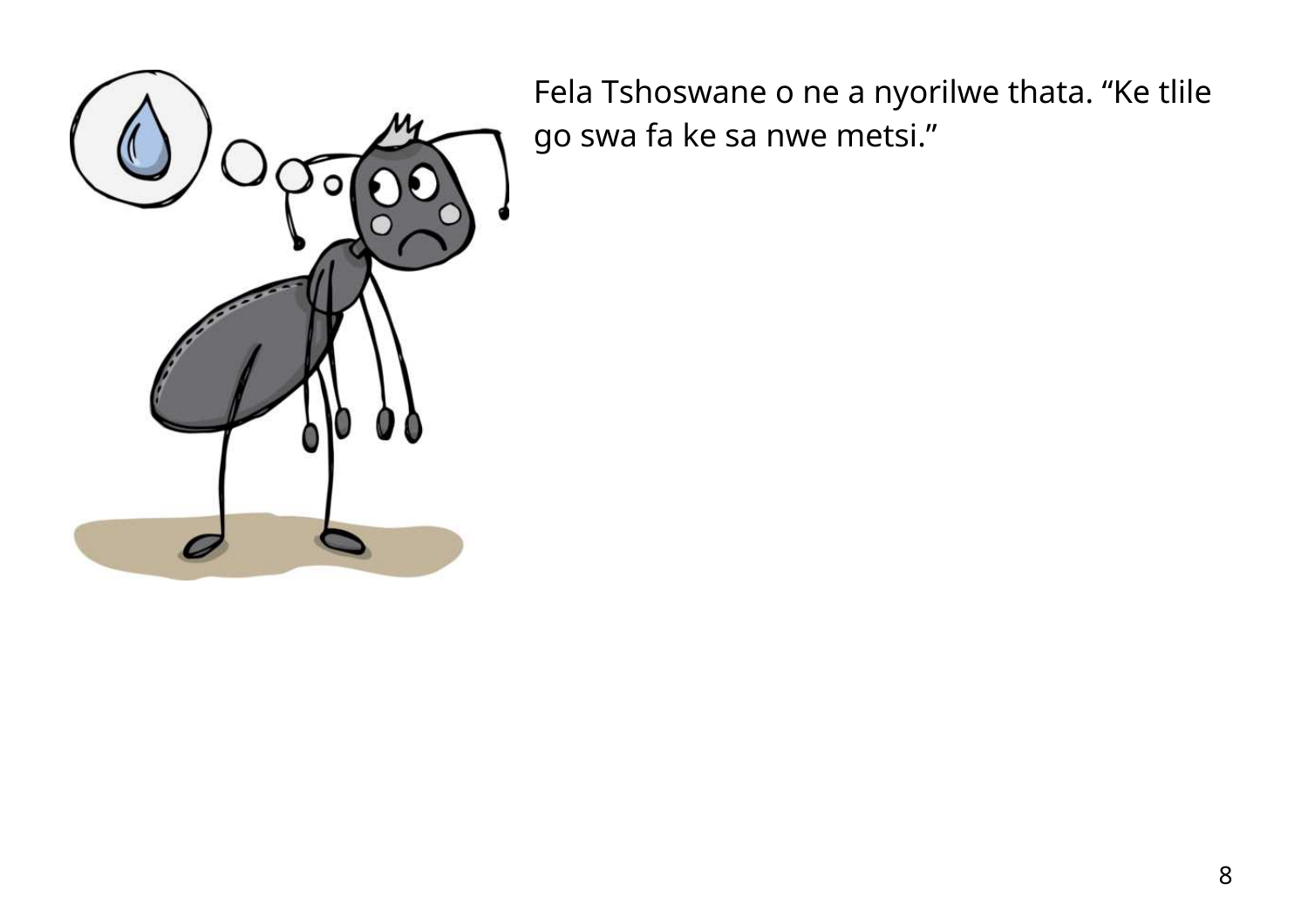Fela Tshoswane o ne a nyorilwe thata. “Ke tlile go swa fa ke sa nwe metsi.”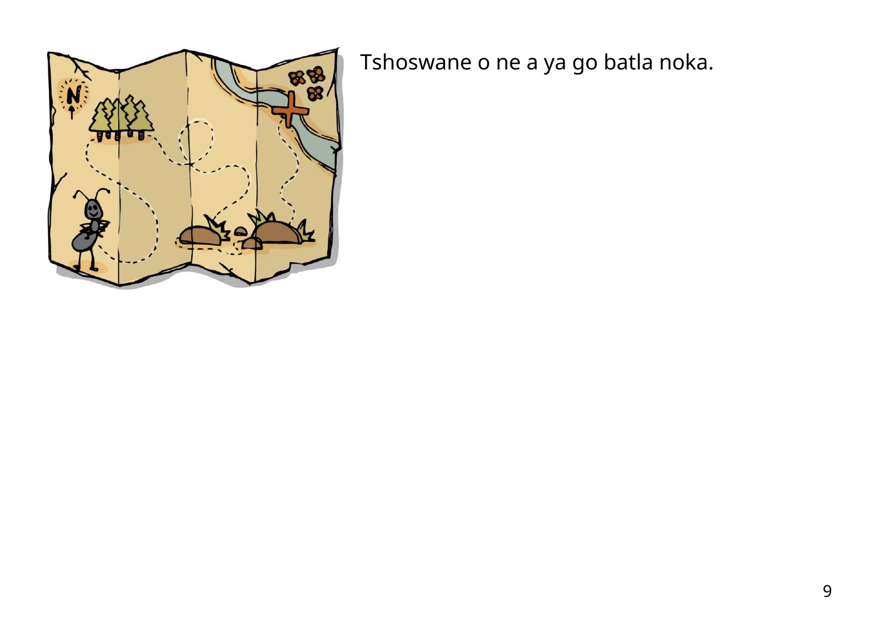Tshoswane o ne a ya go batla noka.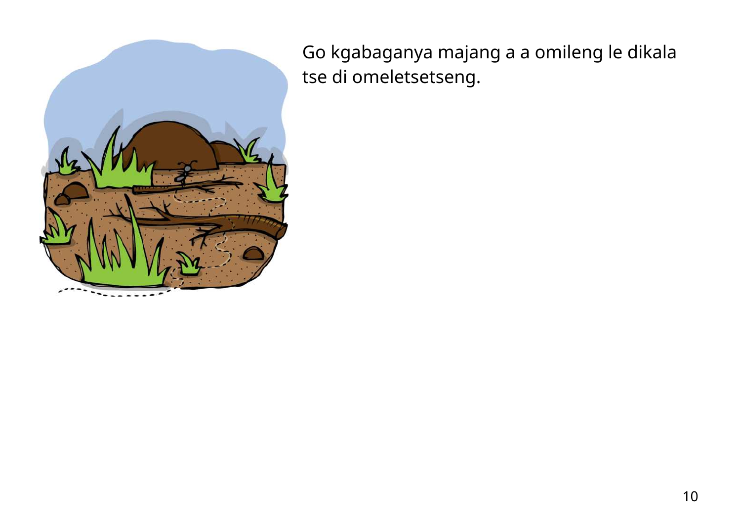Go kgabaganya majang a a omileng le dikala tse di omeletsetseng.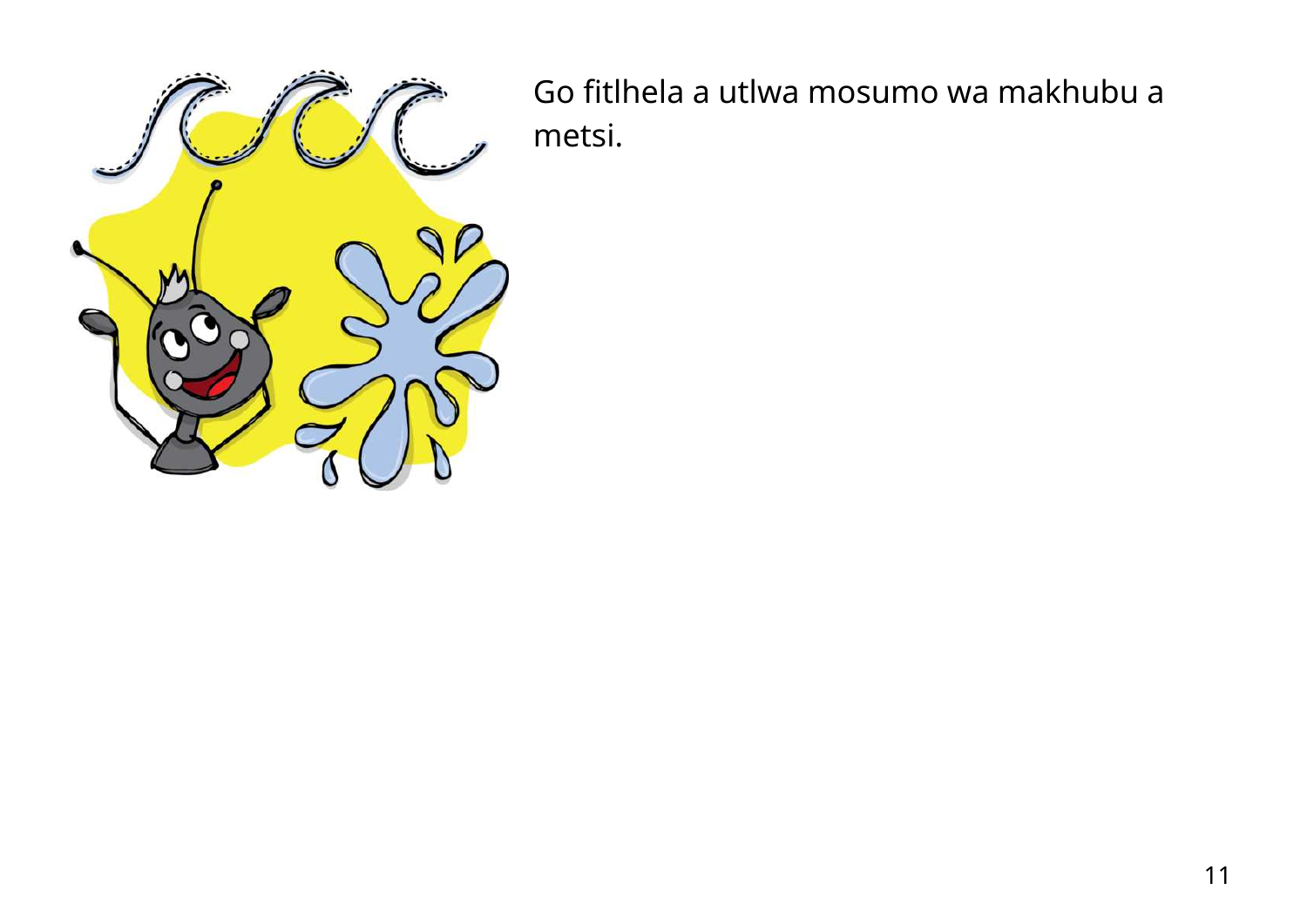Go fitlhela a utlwa mosumo wa makhubu a metsi.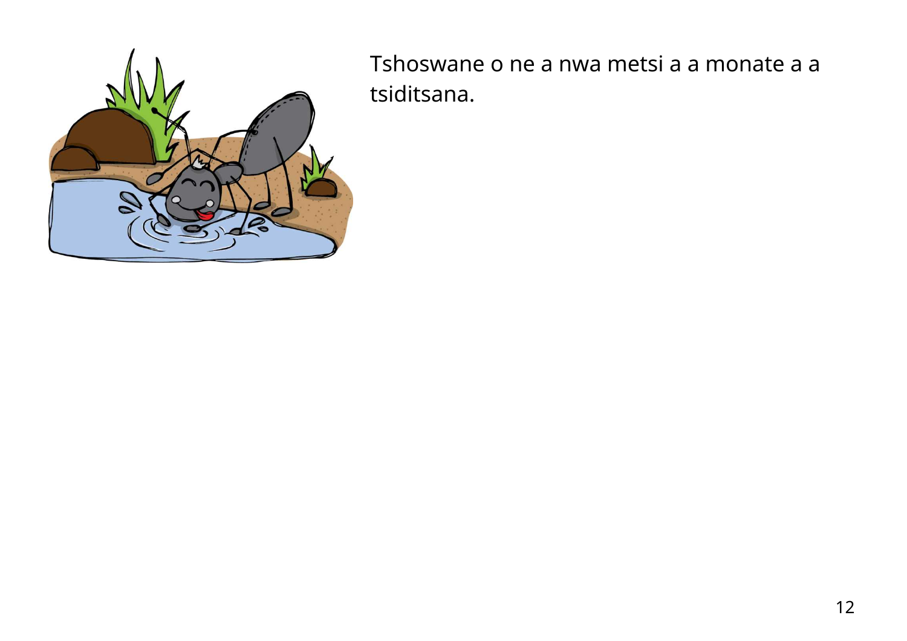Tshoswane o ne a nwa metsi a a monate a a tsiditsana.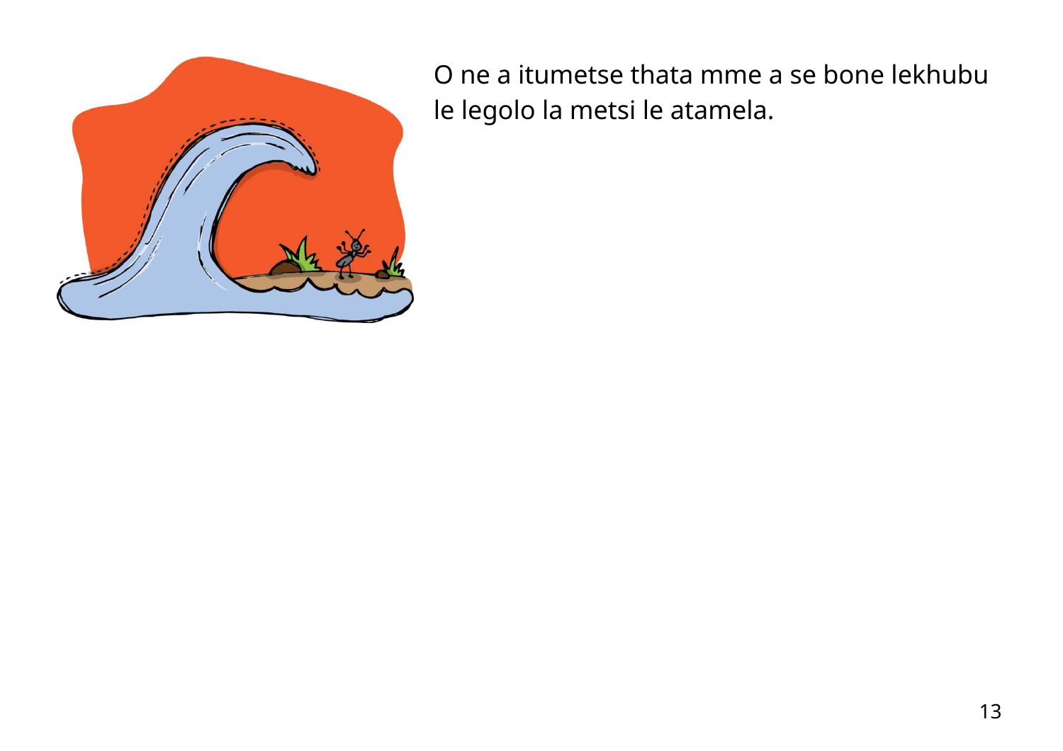O ne a itumetse thata mme a se bone lekhubu le legolo la metsi le atamela.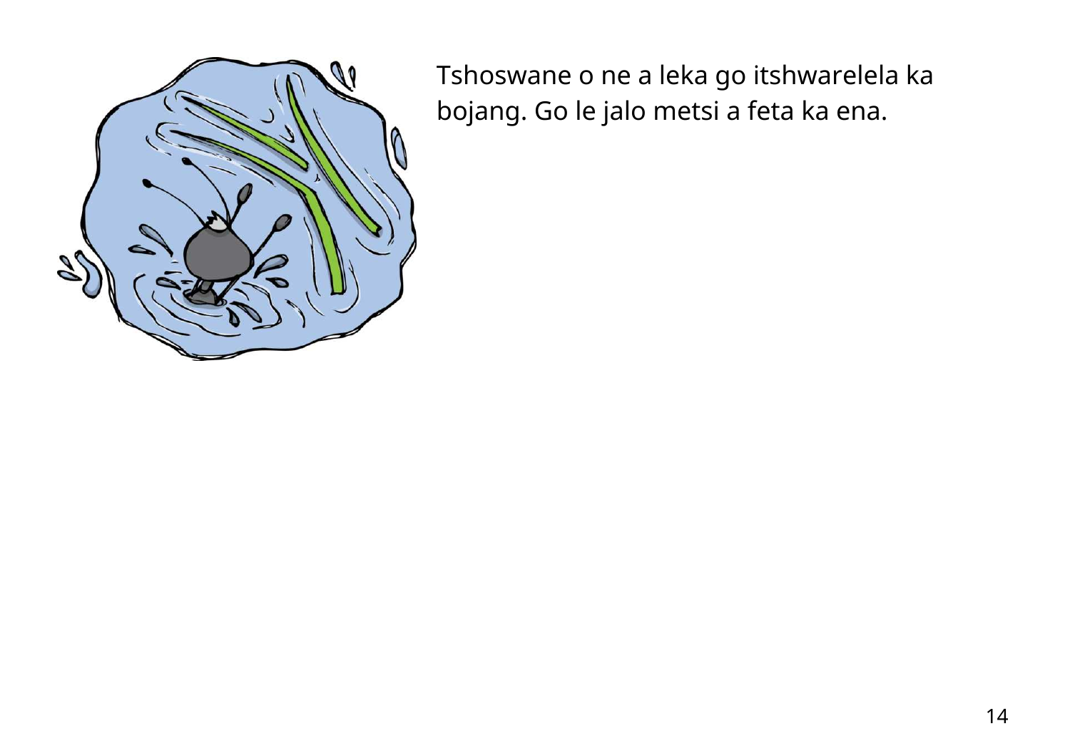Tshoswane o ne a leka go itshwarelela ka bojang. Go le jalo metsi a feta ka ena.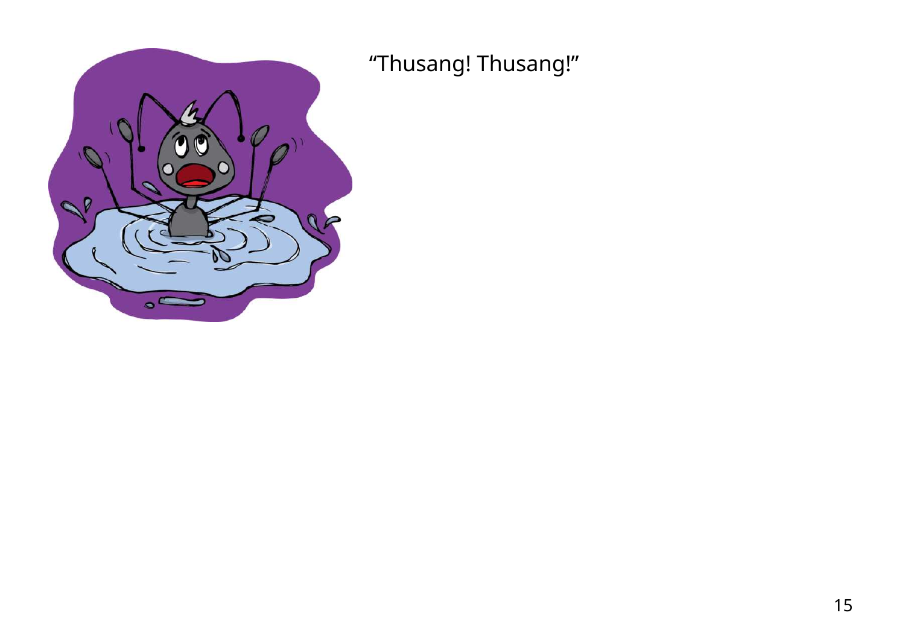“Thusang! Thusang!”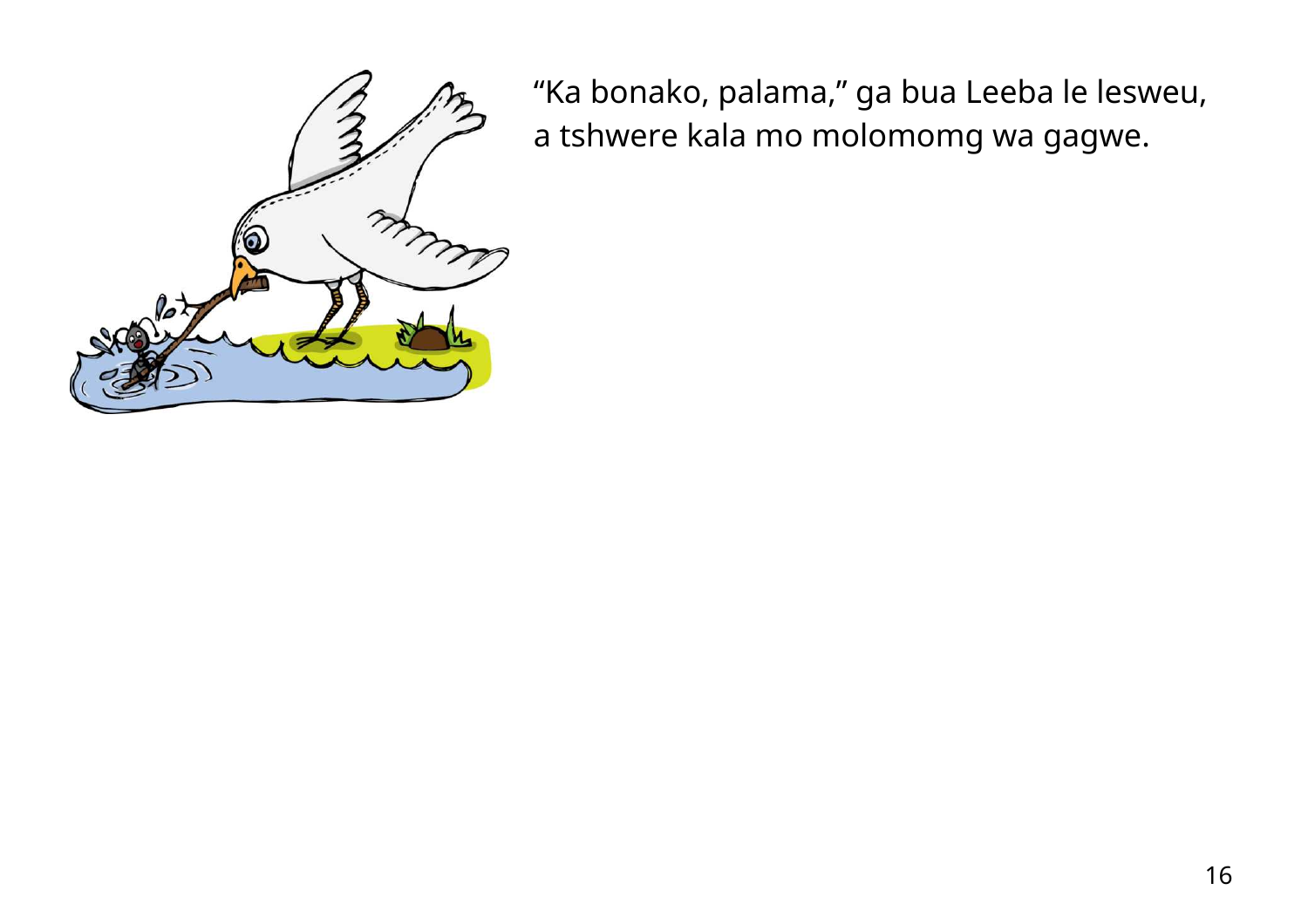“Ka bonako, palama,” ga bua Leeba le lesweu, a tshwere kala mo molomomg wa gagwe.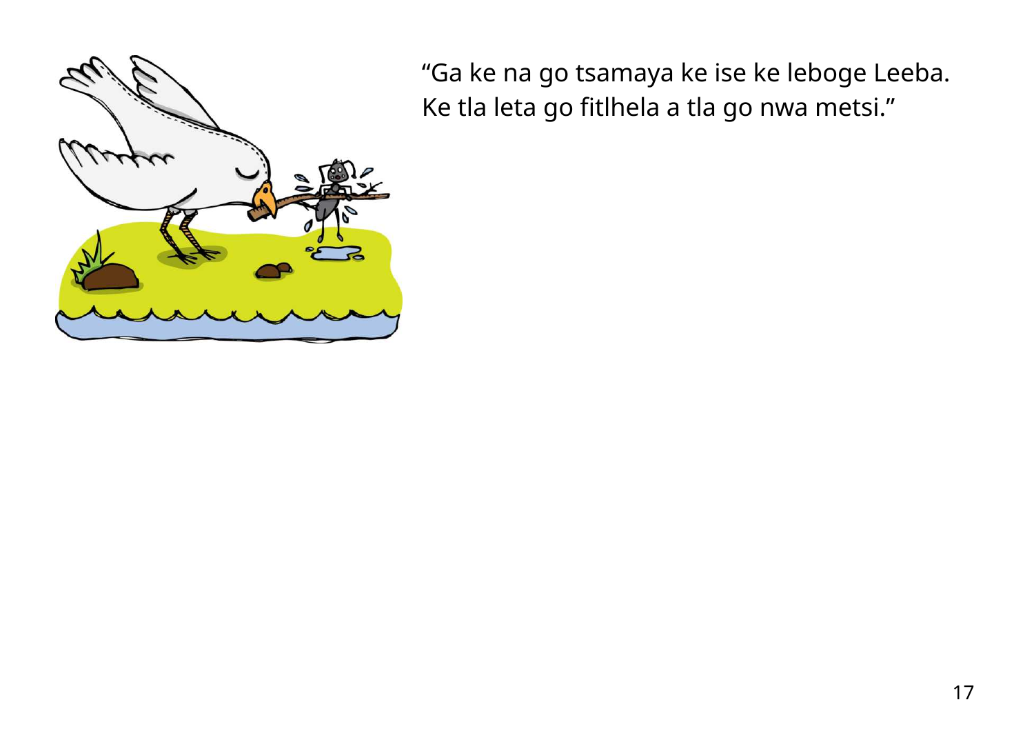"Ga ke na go tsamaya ke ise ke leboge Leeba. Ke tla leta go fitlhela a tla go nwa metsi."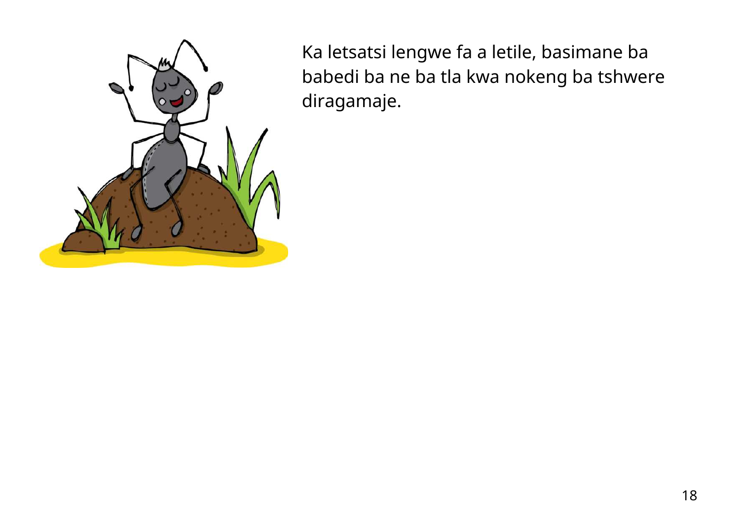Ka letsatsi lengwe fa a letile, basimane ba babedi ba ne ba tla kwa nokeng ba tshwere diragamaje.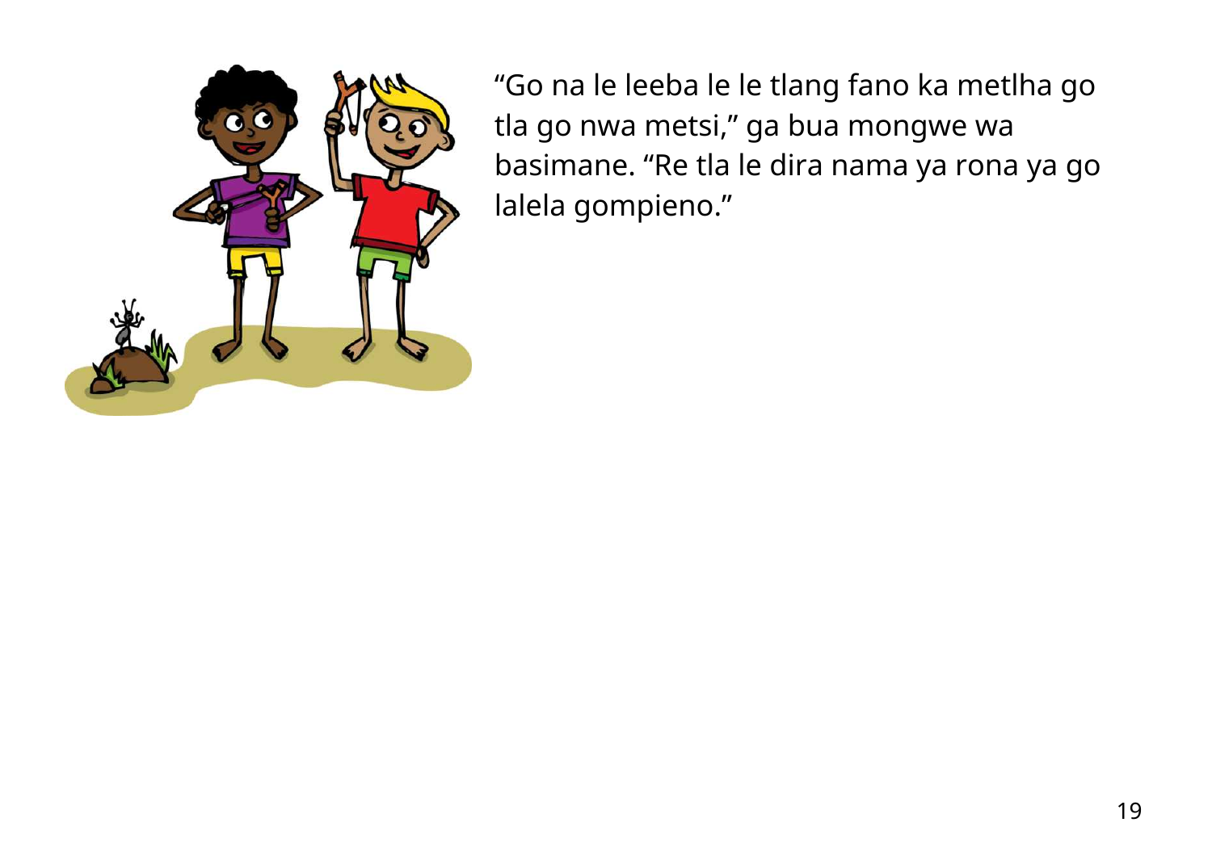"Go na le leeba le le tlang fano ka metlha go tla go nwa metsi," ga bua mongwe wa basimane. "Re tla le dira nama ya rona ya go lalela gompieno."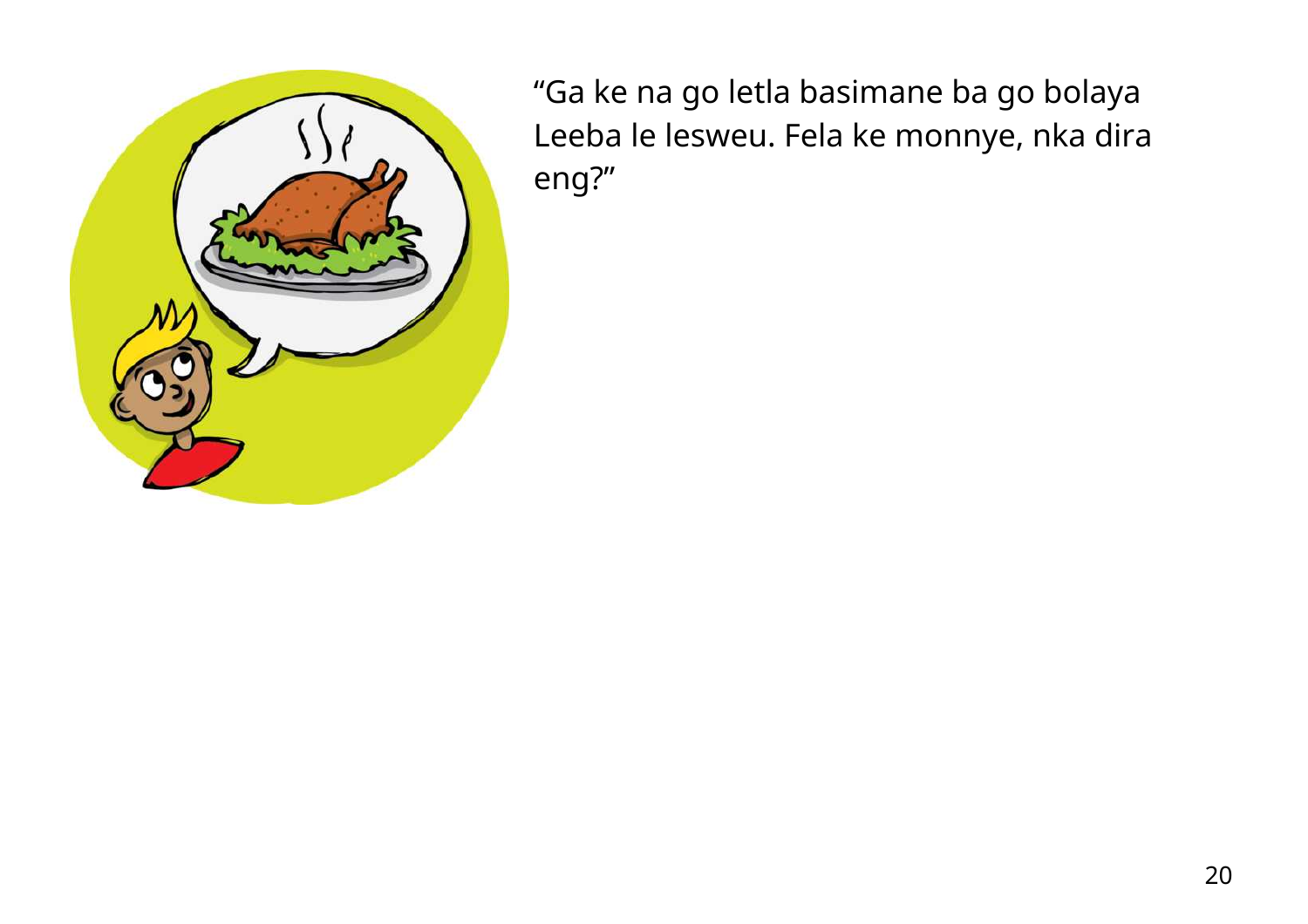“Ga ke na go letla basimane ba go bolaya Leeba le lesweu. Fela ke monnye, nka dira eng?”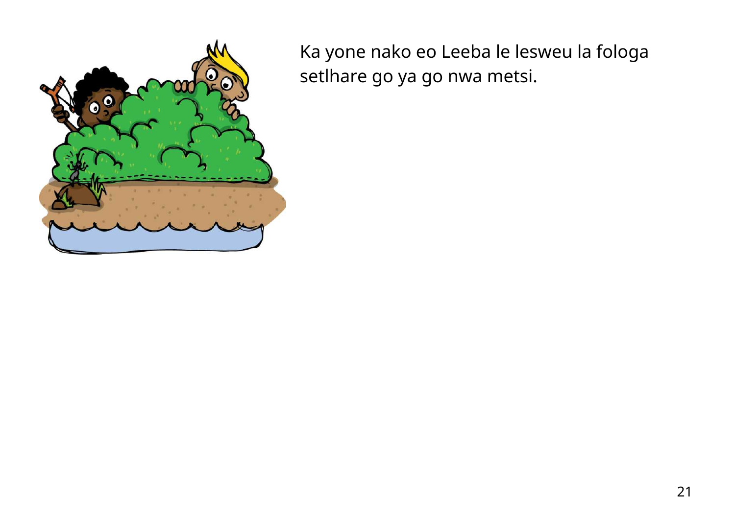Ka yone nako eo Leeba le lesweu la fologa setlhare go ya go nwa metsi.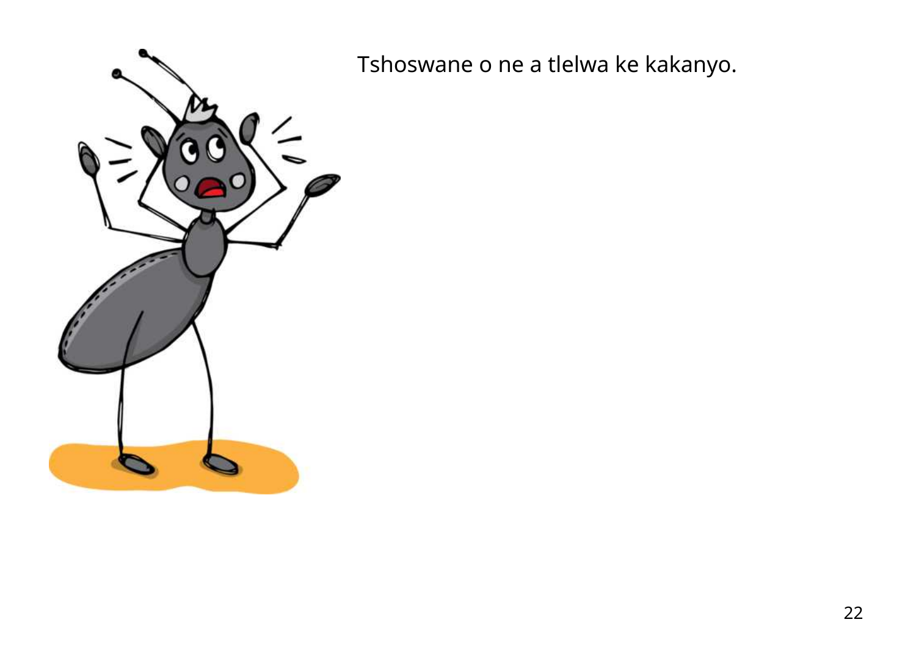Tshoswane o ne a tlelwa ke kakanyo.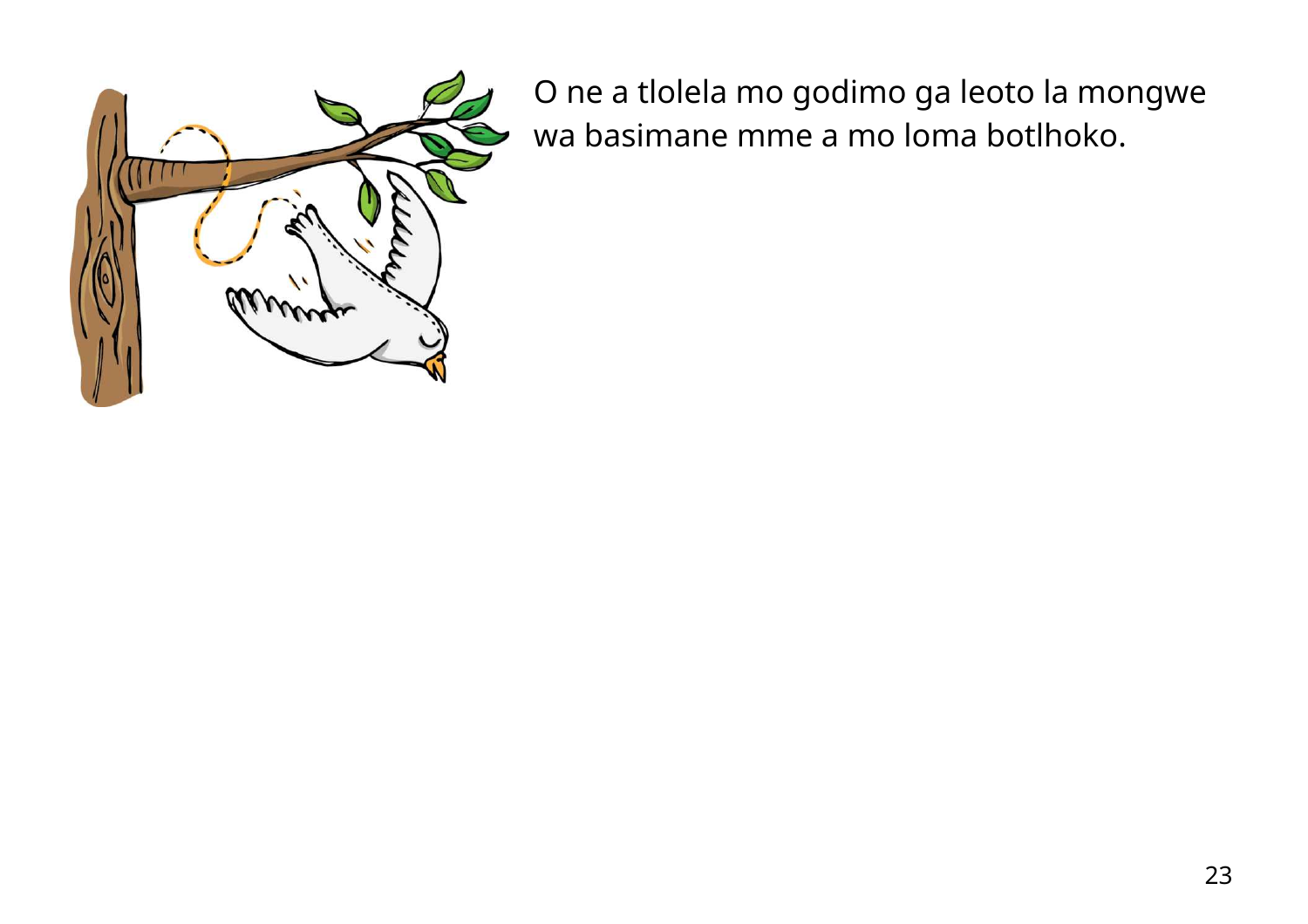O ne a tlolela mo godimo ga leoto la mongwe wa basimane mme a mo loma botlhoko.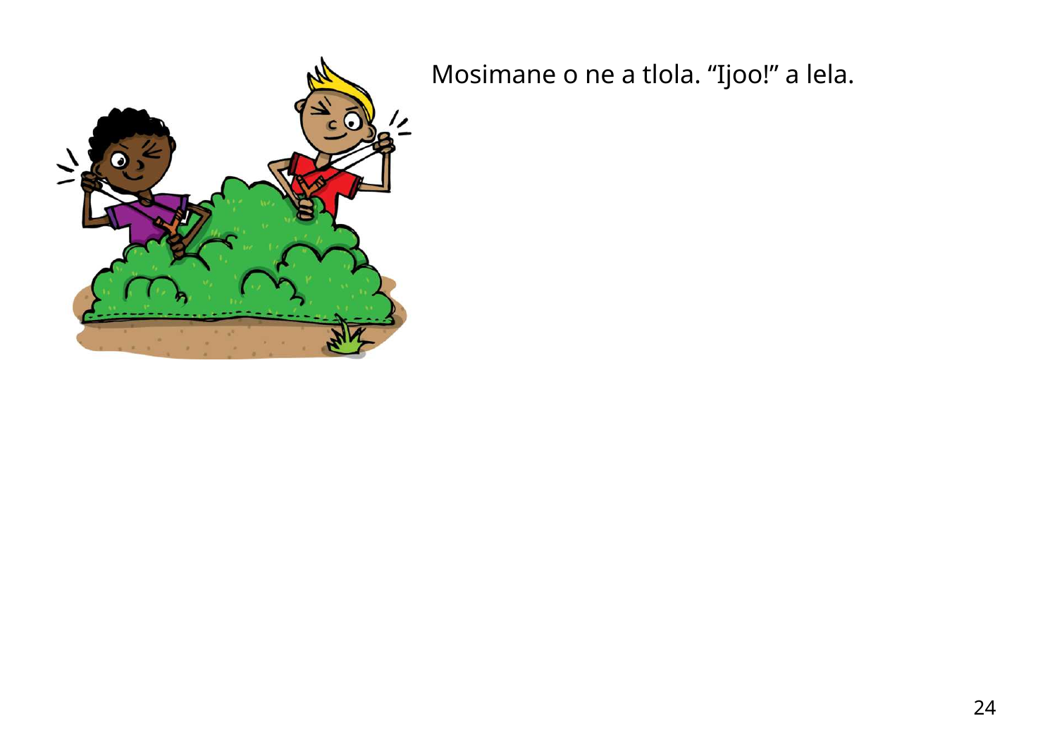Mosimane o ne a tlola. “Ijoo!” a lela.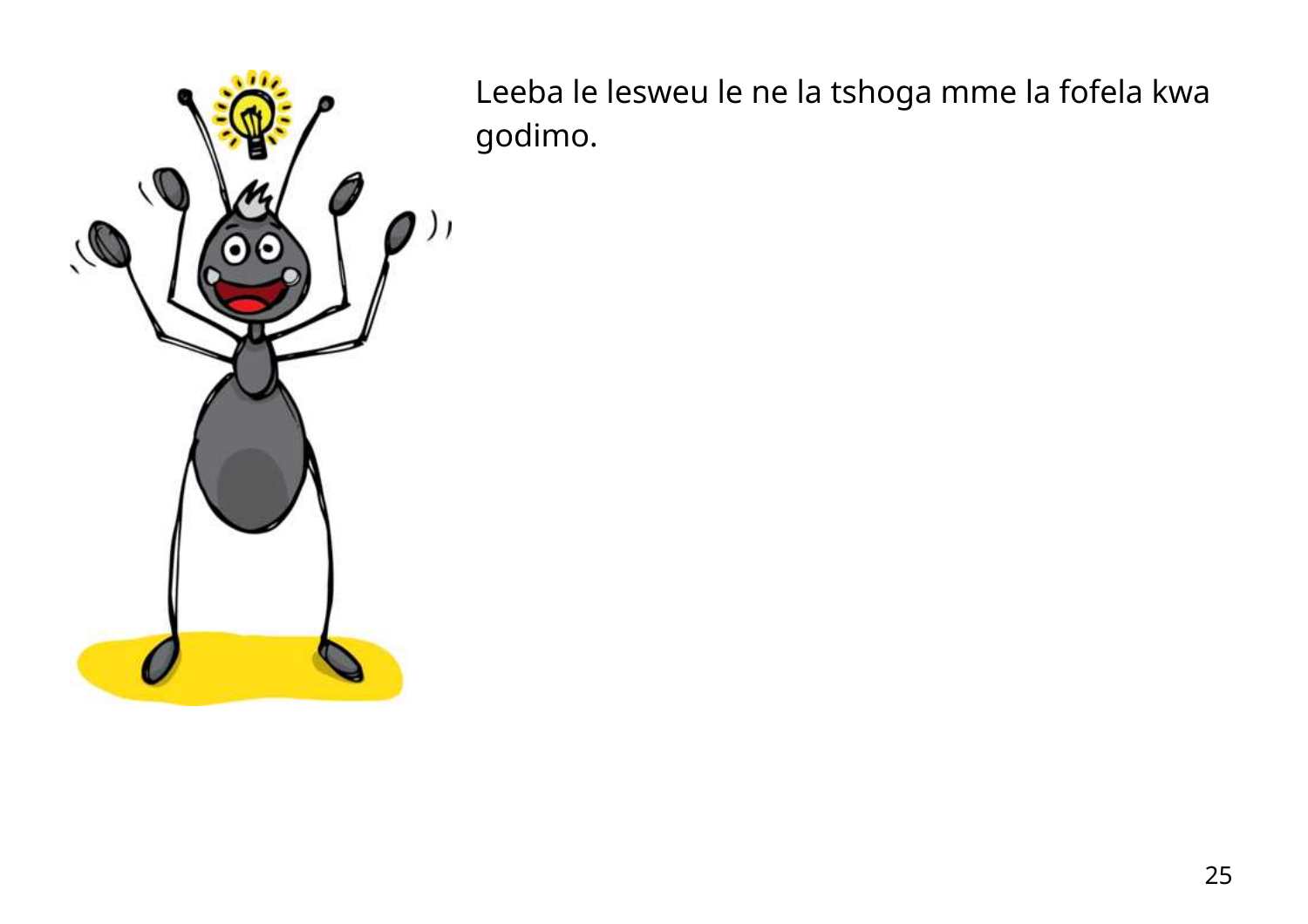Leeba le lesweu le ne la tshoga mme la fofela kwa godimo.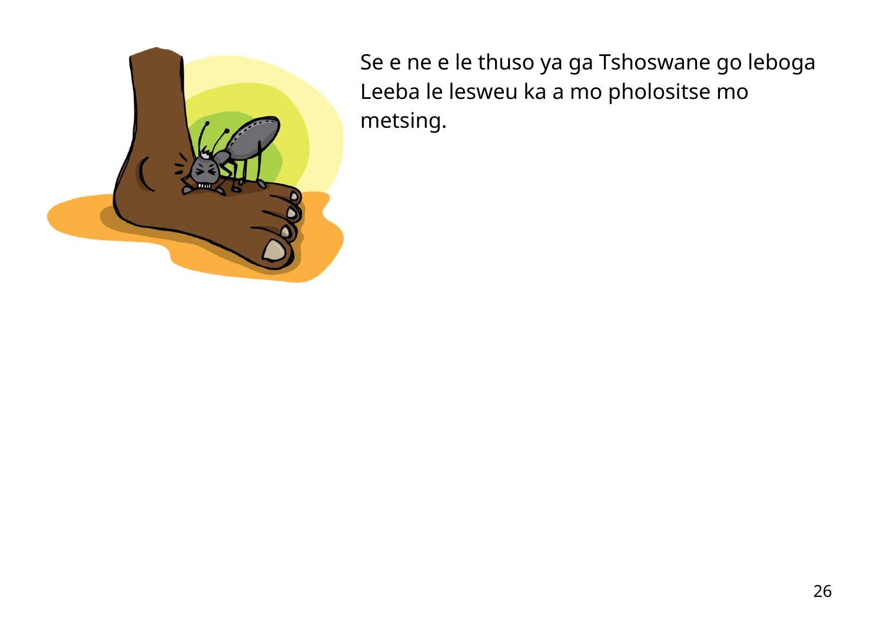Se e ne e le thuso ya ga Tshoswane go leboga Leeba le lesweu ka a mo pholositse mo metsing.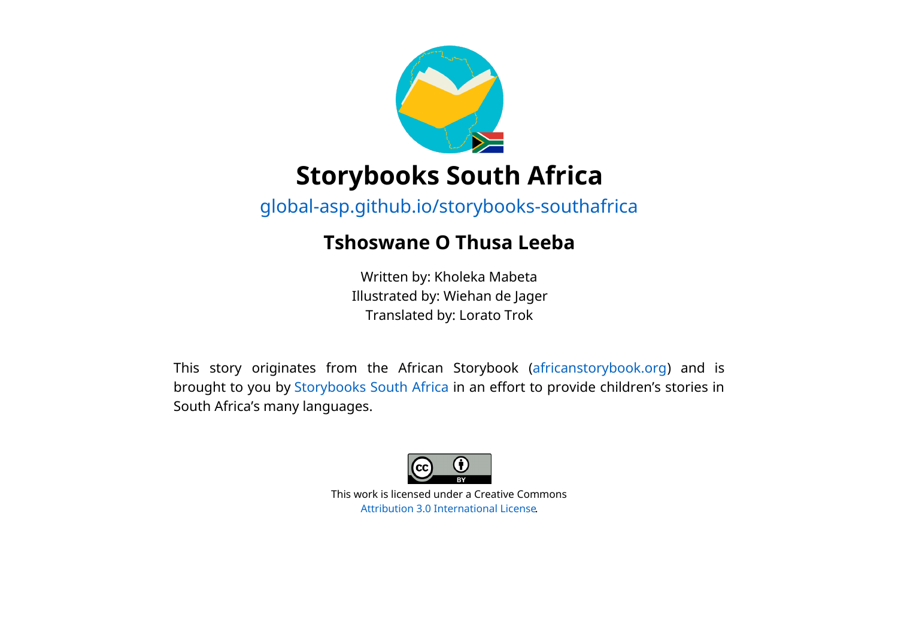# Storybooks South Africa

global-asp.github.io/storybooks-southafrica

## Tshoswane O Thusa Leeba

Written by: Kholeka Mabeta
Illustrated by: Wiehan de Jager
Translated by: Lorato Trok

This story originates from the African Storybook (africanstorybook.org) and is brought to you by Storybooks South Africa in an effort to provide children's stories in South Africa's many languages.

This work is licensed under a Creative Commons Attribution 3.0 International License.